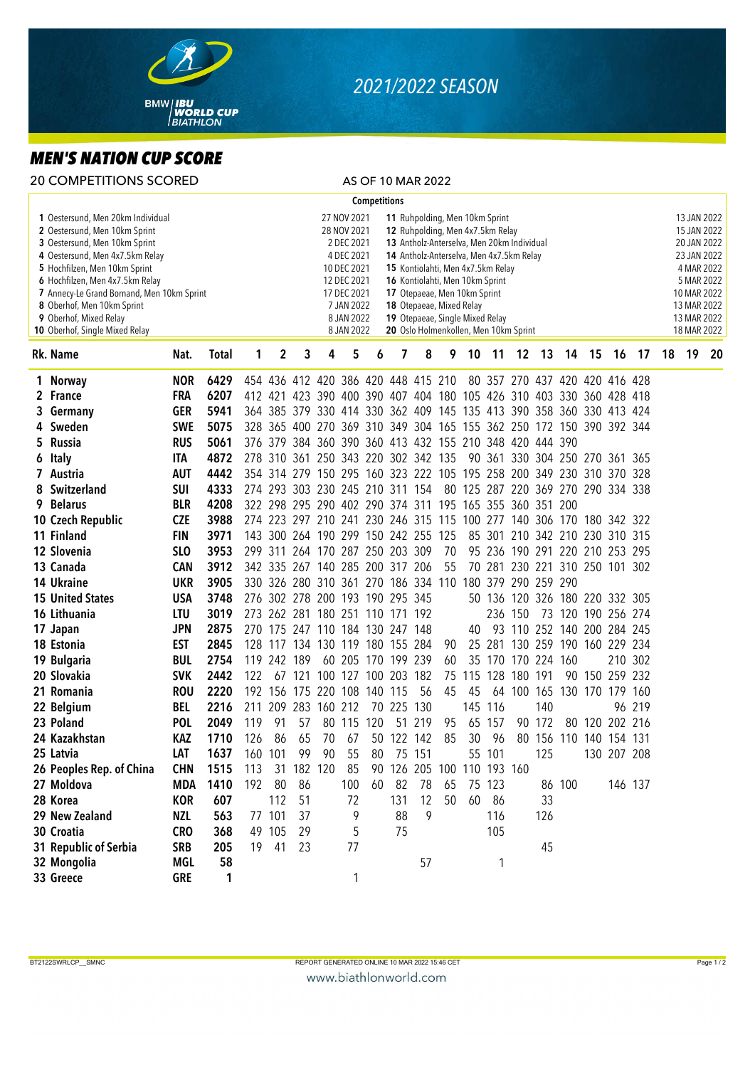# 2021/2022 SEASON

## MEN'S NATION CUP SCORE

20 COMPETITIONS SCORED — AS OF 10 MAR 2022

**Competitions**

| No. | Competition | Date |
|---|---|---|
| 1 | Oestersund, Men 20km Individual | 27 NOV 2021 |
| 2 | Oestersund, Men 10km Sprint | 28 NOV 2021 |
| 3 | Oestersund, Men 10km Sprint | 2 DEC 2021 |
| 4 | Oestersund, Men 4x7.5km Relay | 4 DEC 2021 |
| 5 | Hochfilzen, Men 10km Sprint | 10 DEC 2021 |
| 6 | Hochfilzen, Men 4x7.5km Relay | 12 DEC 2021 |
| 7 | Annecy-Le Grand Bornand, Men 10km Sprint | 17 DEC 2021 |
| 8 | Oberhof, Men 10km Sprint | 7 JAN 2022 |
| 9 | Oberhof, Mixed Relay | 8 JAN 2022 |
| 10 | Oberhof, Single Mixed Relay | 8 JAN 2022 |
| 11 | Ruhpolding, Men 10km Sprint | 13 JAN 2022 |
| 12 | Ruhpolding, Men 4x7.5km Relay | 15 JAN 2022 |
| 13 | Antholz-Anterselva, Men 20km Individual | 20 JAN 2022 |
| 14 | Antholz-Anterselva, Men 4x7.5km Relay | 23 JAN 2022 |
| 15 | Kontiolahti, Men 4x7.5km Relay | 4 MAR 2022 |
| 16 | Kontiolahti, Men 10km Sprint | 5 MAR 2022 |
| 17 | Otepaeae, Men 10km Sprint | 10 MAR 2022 |
| 18 | Otepaeae, Mixed Relay | 13 MAR 2022 |
| 19 | Otepaeae, Single Mixed Relay | 13 MAR 2022 |
| 20 | Oslo Holmenkollen, Men 10km Sprint | 18 MAR 2022 |

| Rk. | Name | Nat. | Total | 1 | 2 | 3 | 4 | 5 | 6 | 7 | 8 | 9 | 10 | 11 | 12 | 13 | 14 | 15 | 16 | 17 | 18 | 19 | 20 |
|---|---|---|---|---|---|---|---|---|---|---|---|---|---|---|---|---|---|---|---|---|---|---|---|
| 1 | Norway | NOR | 6429 | 454 | 436 | 412 | 420 | 386 | 420 | 448 | 415 | 210 | 80 | 357 | 270 | 437 | 420 | 420 | 416 | 428 | | | |
| 2 | France | FRA | 6207 | 412 | 421 | 423 | 390 | 400 | 390 | 407 | 404 | 180 | 105 | 426 | 310 | 403 | 330 | 360 | 428 | 418 | | | |
| 3 | Germany | GER | 5941 | 364 | 385 | 379 | 330 | 414 | 330 | 362 | 409 | 145 | 135 | 413 | 390 | 358 | 360 | 330 | 413 | 424 | | | |
| 4 | Sweden | SWE | 5075 | 328 | 365 | 400 | 270 | 369 | 310 | 349 | 304 | 165 | 155 | 362 | 250 | 172 | 150 | 390 | 392 | 344 | | | |
| 5 | Russia | RUS | 5061 | 376 | 379 | 384 | 360 | 390 | 360 | 413 | 432 | 155 | 210 | 348 | 420 | 444 | 390 | | | | | | |
| 6 | Italy | ITA | 4872 | 278 | 310 | 361 | 250 | 343 | 220 | 302 | 342 | 135 | 90 | 361 | 330 | 304 | 250 | 270 | 361 | 365 | | | |
| 7 | Austria | AUT | 4442 | 354 | 314 | 279 | 150 | 295 | 160 | 323 | 222 | 105 | 195 | 258 | 200 | 349 | 230 | 310 | 370 | 328 | | | |
| 8 | Switzerland | SUI | 4333 | 274 | 293 | 303 | 230 | 245 | 210 | 311 | 154 | 80 | 125 | 287 | 220 | 369 | 270 | 290 | 334 | 338 | | | |
| 9 | Belarus | BLR | 4208 | 322 | 298 | 295 | 290 | 402 | 290 | 374 | 311 | 195 | 165 | 355 | 360 | 351 | 200 | | | | | | |
| 10 | Czech Republic | CZE | 3988 | 274 | 223 | 297 | 210 | 241 | 230 | 246 | 315 | 115 | 100 | 277 | 140 | 306 | 170 | 180 | 342 | 322 | | | |
| 11 | Finland | FIN | 3971 | 143 | 300 | 264 | 190 | 299 | 150 | 242 | 255 | 125 | 85 | 301 | 210 | 342 | 210 | 230 | 310 | 315 | | | |
| 12 | Slovenia | SLO | 3953 | 299 | 311 | 264 | 170 | 287 | 250 | 203 | 309 | 70 | 95 | 236 | 190 | 291 | 220 | 210 | 253 | 295 | | | |
| 13 | Canada | CAN | 3912 | 342 | 335 | 267 | 140 | 285 | 200 | 317 | 206 | 55 | 70 | 281 | 230 | 221 | 310 | 250 | 101 | 302 | | | |
| 14 | Ukraine | UKR | 3905 | 330 | 326 | 280 | 310 | 361 | 270 | 186 | 334 | 110 | 180 | 379 | 290 | 259 | 290 | | | | | | |
| 15 | United States | USA | 3748 | 276 | 302 | 278 | 200 | 193 | 190 | 295 | 345 | | 50 | 136 | 120 | 326 | 180 | 220 | 332 | 305 | | | |
| 16 | Lithuania | LTU | 3019 | 273 | 262 | 281 | 180 | 251 | 110 | 171 | 192 | | | 236 | 150 | 73 | 120 | 190 | 256 | 274 | | | |
| 17 | Japan | JPN | 2875 | 270 | 175 | 247 | 110 | 184 | 130 | 247 | 148 | | 40 | 93 | 110 | 252 | 140 | 200 | 284 | 245 | | | |
| 18 | Estonia | EST | 2845 | 128 | 117 | 134 | 130 | 119 | 180 | 155 | 284 | 90 | 25 | 281 | 130 | 259 | 190 | 160 | 229 | 234 | | | |
| 19 | Bulgaria | BUL | 2754 | 119 | 242 | 189 | 60 | 205 | 170 | 199 | 239 | 60 | 35 | 170 | 170 | 224 | 160 | | 210 | 302 | | | |
| 20 | Slovakia | SVK | 2442 | 122 | 67 | 121 | 100 | 127 | 100 | 203 | 182 | 75 | 115 | 128 | 180 | 191 | 90 | 150 | 259 | 232 | | | |
| 21 | Romania | ROU | 2220 | 192 | 156 | 175 | 220 | 108 | 140 | 115 | 56 | 45 | 45 | 64 | 100 | 165 | 130 | 170 | 179 | 160 | | | |
| 22 | Belgium | BEL | 2216 | 211 | 209 | 283 | 160 | 212 | 70 | 225 | 130 | | 145 | 116 | | 140 | | | 96 | 219 | | | |
| 23 | Poland | POL | 2049 | 119 | 91 | 57 | 80 | 115 | 120 | 51 | 219 | 95 | 65 | 157 | 90 | 172 | 80 | 120 | 202 | 216 | | | |
| 24 | Kazakhstan | KAZ | 1710 | 126 | 86 | 65 | 70 | 67 | 50 | 122 | 142 | 85 | 30 | 96 | 80 | 156 | 110 | 140 | 154 | 131 | | | |
| 25 | Latvia | LAT | 1637 | 160 | 101 | 99 | 90 | 55 | 80 | 75 | 151 | | 55 | 101 | | 125 | | 130 | 207 | 208 | | | |
| 26 | Peoples Rep. of China | CHN | 1515 | 113 | 31 | 182 | 120 | 85 | 90 | 126 | 205 | 100 | 110 | 193 | 160 | | | | | | | | |
| 27 | Moldova | MDA | 1410 | 192 | 80 | 86 | | 100 | 60 | 82 | 78 | 65 | 75 | 123 | | 86 | 100 | | 146 | 137 | | | |
| 28 | Korea | KOR | 607 | | 112 | 51 | | 72 | | 131 | 12 | 50 | 60 | 86 | | 33 | | | | | | | |
| 29 | New Zealand | NZL | 563 | 77 | 101 | 37 | | 9 | | 88 | 9 | | | 116 | | 126 | | | | | | | |
| 30 | Croatia | CRO | 368 | 49 | 105 | 29 | | 5 | | 75 | | | | 105 | | | | | | | | | |
| 31 | Republic of Serbia | SRB | 205 | 19 | 41 | 23 | | 77 | | | | | | | | 45 | | | | | | | |
| 32 | Mongolia | MGL | 58 | | | | | | | | 57 | | | 1 | | | | | | | | | |
| 33 | Greece | GRE | 1 | | | | | 1 | | | | | | | | | | | | | | | |

BT2122SWRLCP__SMNC — REPORT GENERATED ONLINE 10 MAR 2022 15:46 CET

www.biathlonworld.com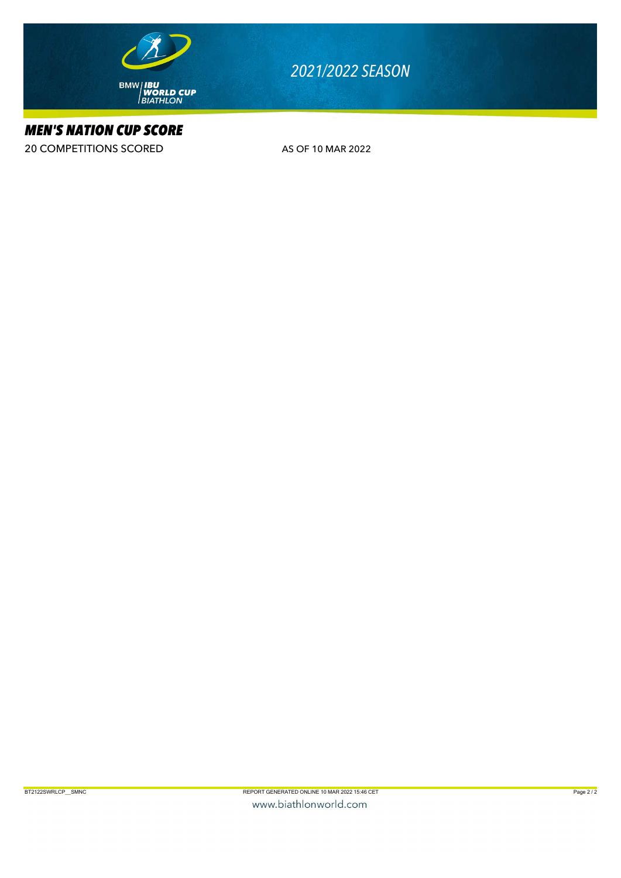2021/2022 SEASON

## MEN'S NATION CUP SCORE

20 COMPETITIONS SCORED

AS OF 10 MAR 2022